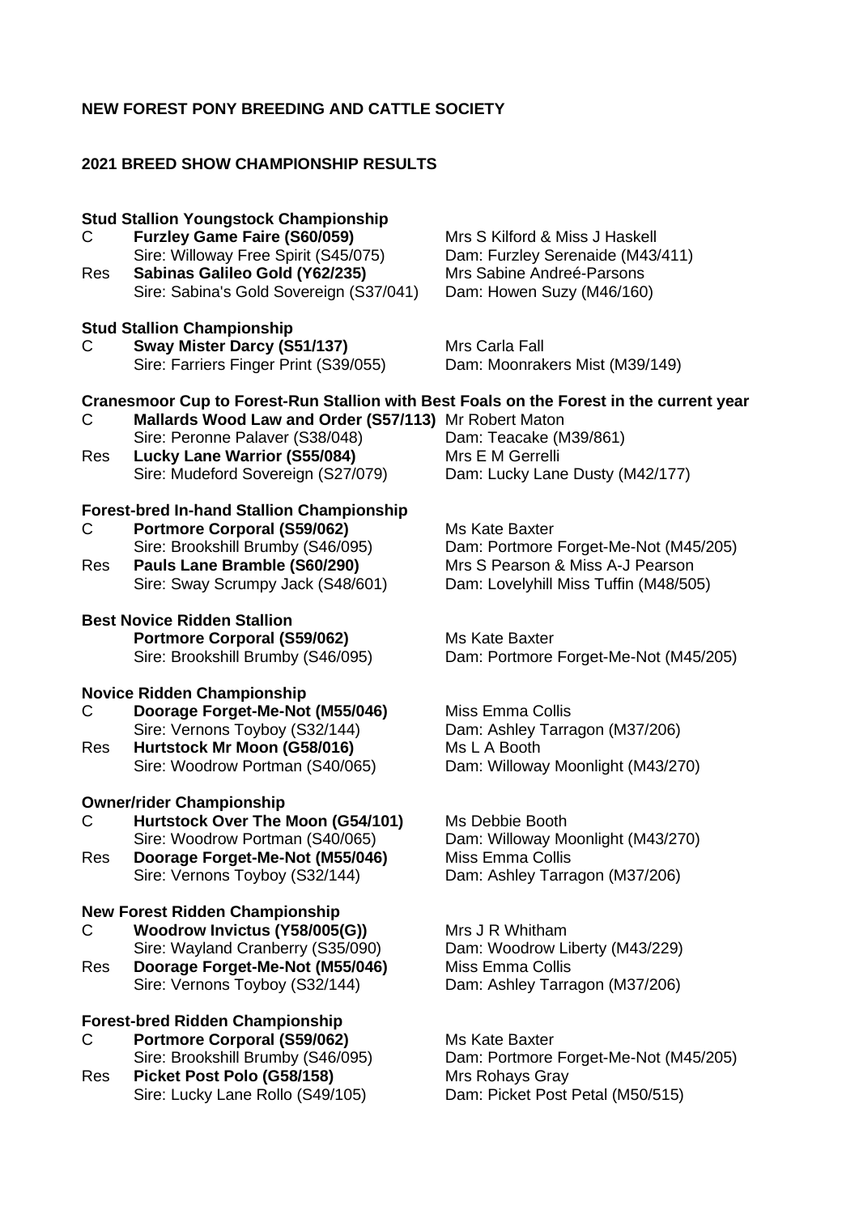**NEW FOREST PONY BREEDING AND CATTLE SOCIETY**

**2021 BREED SHOW CHAMPIONSHIP RESULTS**

**Stud Stallion Youngstock Championship**

| | | |
|---|---|---|
| C | **Furzley Game Faire (S60/059)** | Mrs S Kilford & Miss J Haskell |
| | Sire: Willoway Free Spirit (S45/075) | Dam: Furzley Serenaide (M43/411) |
| Res | **Sabinas Galileo Gold (Y62/235)** | Mrs Sabine Andreé-Parsons |
| | Sire: Sabina's Gold Sovereign (S37/041) | Dam: Howen Suzy (M46/160) |

**Stud Stallion Championship**

| | | |
|---|---|---|
| C | **Sway Mister Darcy (S51/137)** | Mrs Carla Fall |
| | Sire: Farriers Finger Print (S39/055) | Dam: Moonrakers Mist (M39/149) |

**Cranesmoor Cup to Forest-Run Stallion with Best Foals on the Forest in the current year**

| | | |
|---|---|---|
| C | **Mallards Wood Law and Order (S57/113)** | Mr Robert Maton |
| | Sire: Peronne Palaver (S38/048) | Dam: Teacake (M39/861) |
| Res | **Lucky Lane Warrior (S55/084)** | Mrs E M Gerrelli |
| | Sire: Mudeford Sovereign (S27/079) | Dam: Lucky Lane Dusty (M42/177) |

**Forest-bred In-hand Stallion Championship**

| | | |
|---|---|---|
| C | **Portmore Corporal (S59/062)** | Ms Kate Baxter |
| | Sire: Brookshill Brumby (S46/095) | Dam: Portmore Forget-Me-Not (M45/205) |
| Res | **Pauls Lane Bramble (S60/290)** | Mrs S Pearson & Miss A-J Pearson |
| | Sire: Sway Scrumpy Jack (S48/601) | Dam: Lovelyhill Miss Tuffin (M48/505) |

**Best Novice Ridden Stallion**

| | | |
|---|---|---|
| | **Portmore Corporal (S59/062)** | Ms Kate Baxter |
| | Sire: Brookshill Brumby (S46/095) | Dam: Portmore Forget-Me-Not (M45/205) |

**Novice Ridden Championship**

| | | |
|---|---|---|
| C | **Doorage Forget-Me-Not (M55/046)** | Miss Emma Collis |
| | Sire: Vernons Toyboy (S32/144) | Dam: Ashley Tarragon (M37/206) |
| Res | **Hurtstock Mr Moon (G58/016)** | Ms L A Booth |
| | Sire: Woodrow Portman (S40/065) | Dam: Willoway Moonlight (M43/270) |

**Owner/rider Championship**

| | | |
|---|---|---|
| C | **Hurtstock Over The Moon (G54/101)** | Ms Debbie Booth |
| | Sire: Woodrow Portman (S40/065) | Dam: Willoway Moonlight (M43/270) |
| Res | **Doorage Forget-Me-Not (M55/046)** | Miss Emma Collis |
| | Sire: Vernons Toyboy (S32/144) | Dam: Ashley Tarragon (M37/206) |

**New Forest Ridden Championship**

| | | |
|---|---|---|
| C | **Woodrow Invictus (Y58/005(G))** | Mrs J R Whitham |
| | Sire: Wayland Cranberry (S35/090) | Dam: Woodrow Liberty (M43/229) |
| Res | **Doorage Forget-Me-Not (M55/046)** | Miss Emma Collis |
| | Sire: Vernons Toyboy (S32/144) | Dam: Ashley Tarragon (M37/206) |

**Forest-bred Ridden Championship**

| | | |
|---|---|---|
| C | **Portmore Corporal (S59/062)** | Ms Kate Baxter |
| | Sire: Brookshill Brumby (S46/095) | Dam: Portmore Forget-Me-Not (M45/205) |
| Res | **Picket Post Polo (G58/158)** | Mrs Rohays Gray |
| | Sire: Lucky Lane Rollo (S49/105) | Dam: Picket Post Petal (M50/515) |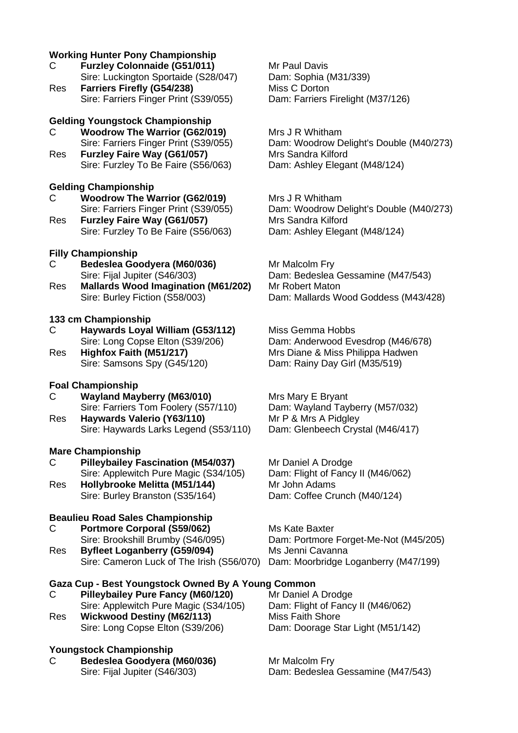**Working Hunter Pony Championship**

| | | |
|---|---|---|
| C | **Furzley Colonnaide (G51/011)** | Mr Paul Davis |
| | Sire: Luckington Sportaide (S28/047) | Dam: Sophia (M31/339) |
| Res | **Farriers Firefly (G54/238)** | Miss C Dorton |
| | Sire: Farriers Finger Print (S39/055) | Dam: Farriers Firelight (M37/126) |

**Gelding Youngstock Championship**

| | | |
|---|---|---|
| C | **Woodrow The Warrior (G62/019)** | Mrs J R Whitham |
| | Sire: Farriers Finger Print (S39/055) | Dam: Woodrow Delight's Double (M40/273) |
| Res | **Furzley Faire Way (G61/057)** | Mrs Sandra Kilford |
| | Sire: Furzley To Be Faire (S56/063) | Dam: Ashley Elegant (M48/124) |

**Gelding Championship**

| | | |
|---|---|---|
| C | **Woodrow The Warrior (G62/019)** | Mrs J R Whitham |
| | Sire: Farriers Finger Print (S39/055) | Dam: Woodrow Delight's Double (M40/273) |
| Res | **Furzley Faire Way (G61/057)** | Mrs Sandra Kilford |
| | Sire: Furzley To Be Faire (S56/063) | Dam: Ashley Elegant (M48/124) |

**Filly Championship**

| | | |
|---|---|---|
| C | **Bedeslea Goodyera (M60/036)** | Mr Malcolm Fry |
| | Sire: Fijal Jupiter (S46/303) | Dam: Bedeslea Gessamine (M47/543) |
| Res | **Mallards Wood Imagination (M61/202)** | Mr Robert Maton |
| | Sire: Burley Fiction (S58/003) | Dam: Mallards Wood Goddess (M43/428) |

**133 cm Championship**

| | | |
|---|---|---|
| C | **Haywards Loyal William (G53/112)** | Miss Gemma Hobbs |
| | Sire: Long Copse Elton (S39/206) | Dam: Anderwood Evesdrop (M46/678) |
| Res | **Highfox Faith (M51/217)** | Mrs Diane & Miss Philippa Hadwen |
| | Sire: Samsons Spy (G45/120) | Dam: Rainy Day Girl (M35/519) |

**Foal Championship**

| | | |
|---|---|---|
| C | **Wayland Mayberry (M63/010)** | Mrs Mary E Bryant |
| | Sire: Farriers Tom Foolery (S57/110) | Dam: Wayland Tayberry (M57/032) |
| Res | **Haywards Valerio (Y63/110)** | Mr P & Mrs A Pidgley |
| | Sire: Haywards Larks Legend (S53/110) | Dam: Glenbeech Crystal (M46/417) |

**Mare Championship**

| | | |
|---|---|---|
| C | **Pilleybailey Fascination (M54/037)** | Mr Daniel A Drodge |
| | Sire: Applewitch Pure Magic (S34/105) | Dam: Flight of Fancy II (M46/062) |
| Res | **Hollybrooke Melitta (M51/144)** | Mr John Adams |
| | Sire: Burley Branston (S35/164) | Dam: Coffee Crunch (M40/124) |

**Beaulieu Road Sales Championship**

| | | |
|---|---|---|
| C | **Portmore Corporal (S59/062)** | Ms Kate Baxter |
| | Sire: Brookshill Brumby (S46/095) | Dam: Portmore Forget-Me-Not (M45/205) |
| Res | **Byfleet Loganberry (G59/094)** | Ms Jenni Cavanna |
| | Sire: Cameron Luck of The Irish (S56/070) | Dam: Moorbridge Loganberry (M47/199) |

**Gaza Cup - Best Youngstock Owned By A Young Common**

| | | |
|---|---|---|
| C | **Pilleybailey Pure Fancy (M60/120)** | Mr Daniel A Drodge |
| | Sire: Applewitch Pure Magic (S34/105) | Dam: Flight of Fancy II (M46/062) |
| Res | **Wickwood Destiny (M62/113)** | Miss Faith Shore |
| | Sire: Long Copse Elton (S39/206) | Dam: Doorage Star Light (M51/142) |

**Youngstock Championship**

| | | |
|---|---|---|
| C | **Bedeslea Goodyera (M60/036)** | Mr Malcolm Fry |
| | Sire: Fijal Jupiter (S46/303) | Dam: Bedeslea Gessamine (M47/543) |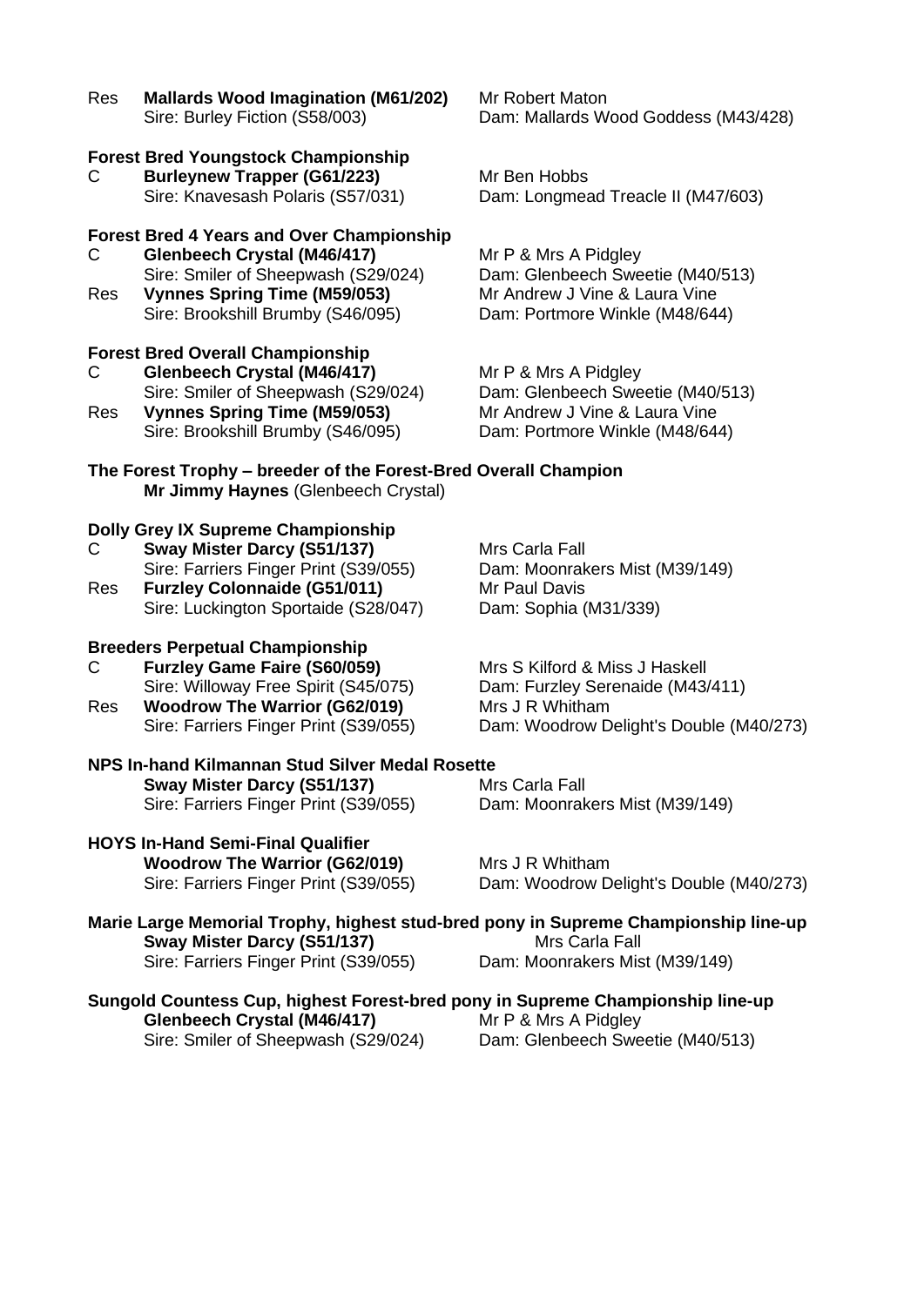Res **Mallards Wood Imagination (M61/202)** Mr Robert Maton
Sire: Burley Fiction (S58/003) Dam: Mallards Wood Goddess (M43/428)

**Forest Bred Youngstock Championship**

C **Burleynew Trapper (G61/223)** Mr Ben Hobbs
Sire: Knavesash Polaris (S57/031) Dam: Longmead Treacle II (M47/603)

**Forest Bred 4 Years and Over Championship**

C **Glenbeech Crystal (M46/417)** Mr P & Mrs A Pidgley
Sire: Smiler of Sheepwash (S29/024) Dam: Glenbeech Sweetie (M40/513)

Res **Vynnes Spring Time (M59/053)** Mr Andrew J Vine & Laura Vine
Sire: Brookshill Brumby (S46/095) Dam: Portmore Winkle (M48/644)

**Forest Bred Overall Championship**

C **Glenbeech Crystal (M46/417)** Mr P & Mrs A Pidgley
Sire: Smiler of Sheepwash (S29/024) Dam: Glenbeech Sweetie (M40/513)

Res **Vynnes Spring Time (M59/053)** Mr Andrew J Vine & Laura Vine
Sire: Brookshill Brumby (S46/095) Dam: Portmore Winkle (M48/644)

**The Forest Trophy – breeder of the Forest-Bred Overall Champion**

**Mr Jimmy Haynes** (Glenbeech Crystal)

**Dolly Grey IX Supreme Championship**

C **Sway Mister Darcy (S51/137)** Mrs Carla Fall
Sire: Farriers Finger Print (S39/055) Dam: Moonrakers Mist (M39/149)

Res **Furzley Colonnaide (G51/011)** Mr Paul Davis
Sire: Luckington Sportaide (S28/047) Dam: Sophia (M31/339)

**Breeders Perpetual Championship**

C **Furzley Game Faire (S60/059)** Mrs S Kilford & Miss J Haskell
Sire: Willoway Free Spirit (S45/075) Dam: Furzley Serenaide (M43/411)

Res **Woodrow The Warrior (G62/019)** Mrs J R Whitham
Sire: Farriers Finger Print (S39/055) Dam: Woodrow Delight's Double (M40/273)

**NPS In-hand Kilmannan Stud Silver Medal Rosette**

**Sway Mister Darcy (S51/137)** Mrs Carla Fall
Sire: Farriers Finger Print (S39/055) Dam: Moonrakers Mist (M39/149)

**HOYS In-Hand Semi-Final Qualifier**

**Woodrow The Warrior (G62/019)** Mrs J R Whitham
Sire: Farriers Finger Print (S39/055) Dam: Woodrow Delight's Double (M40/273)

**Marie Large Memorial Trophy, highest stud-bred pony in Supreme Championship line-up**

**Sway Mister Darcy (S51/137)** Mrs Carla Fall
Sire: Farriers Finger Print (S39/055) Dam: Moonrakers Mist (M39/149)

**Sungold Countess Cup, highest Forest-bred pony in Supreme Championship line-up**

**Glenbeech Crystal (M46/417)** Mr P & Mrs A Pidgley
Sire: Smiler of Sheepwash (S29/024) Dam: Glenbeech Sweetie (M40/513)